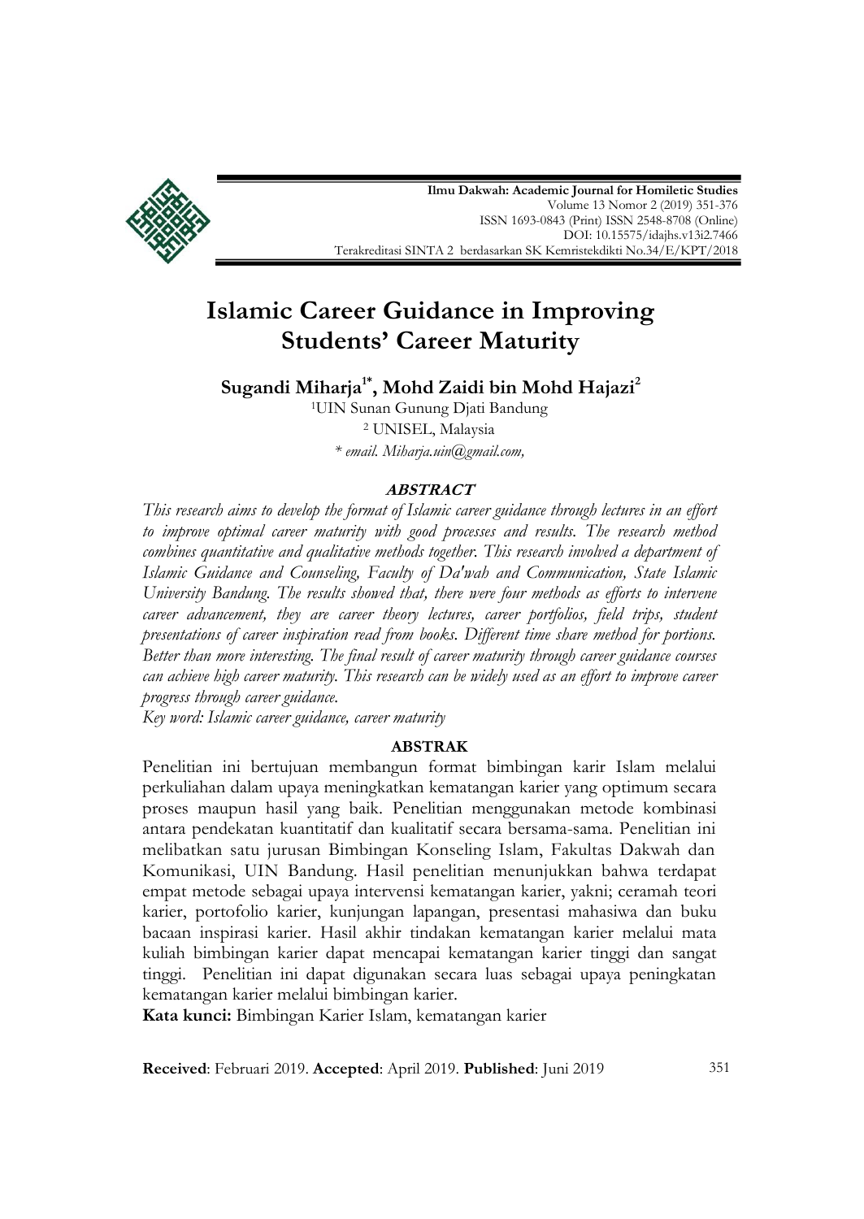**Ilmu Dakwah: Academic Journal for Homiletic Studies**
Volume 13 Nomor 2 (2019) 351-376
ISSN 1693-0843 (Print) ISSN 2548-8708 (Online)
DOI: 10.15575/idajhs.v13i2.7466
Terakreditasi SINTA 2 berdasarkan SK Kemristekdikti No.34/E/KPT/2018

# Islamic Career Guidance in Improving Students' Career Maturity

**Sugandi Miharja[1*], Mohd Zaidi bin Mohd Hajazi[2]**

[1]UIN Sunan Gunung Djati Bandung

[2] UNISEL, Malaysia

*\* email. Miharja.uin@gmail.com,*

## *ABSTRACT*

*This research aims to develop the format of Islamic career guidance through lectures in an effort to improve optimal career maturity with good processes and results. The research method combines quantitative and qualitative methods together. This research involved a department of Islamic Guidance and Counseling, Faculty of Da'wah and Communication, State Islamic University Bandung. The results showed that, there were four methods as efforts to intervene career advancement, they are career theory lectures, career portfolios, field trips, student presentations of career inspiration read from books. Different time share method for portions. Better than more interesting. The final result of career maturity through career guidance courses can achieve high career maturity. This research can be widely used as an effort to improve career progress through career guidance.*

*Key word: Islamic career guidance, career maturity*

## ABSTRAK

Penelitian ini bertujuan membangun format bimbingan karir Islam melalui perkuliahan dalam upaya meningkatkan kematangan karier yang optimum secara proses maupun hasil yang baik. Penelitian menggunakan metode kombinasi antara pendekatan kuantitatif dan kualitatif secara bersama-sama. Penelitian ini melibatkan satu jurusan Bimbingan Konseling Islam, Fakultas Dakwah dan Komunikasi, UIN Bandung. Hasil penelitian menunjukkan bahwa terdapat empat metode sebagai upaya intervensi kematangan karier, yakni; ceramah teori karier, portofolio karier, kunjungan lapangan, presentasi mahasiswa dan buku bacaan inspirasi karier. Hasil akhir tindakan kematangan karier melalui mata kuliah bimbingan karier dapat mencapai kematangan karier tinggi dan sangat tinggi. Penelitian ini dapat digunakan secara luas sebagai upaya peningkatan kematangan karier melalui bimbingan karier.

**Kata kunci:** Bimbingan Karier Islam, kematangan karier

**Received**: Februari 2019. **Accepted**: April 2019. **Published**: Juni 2019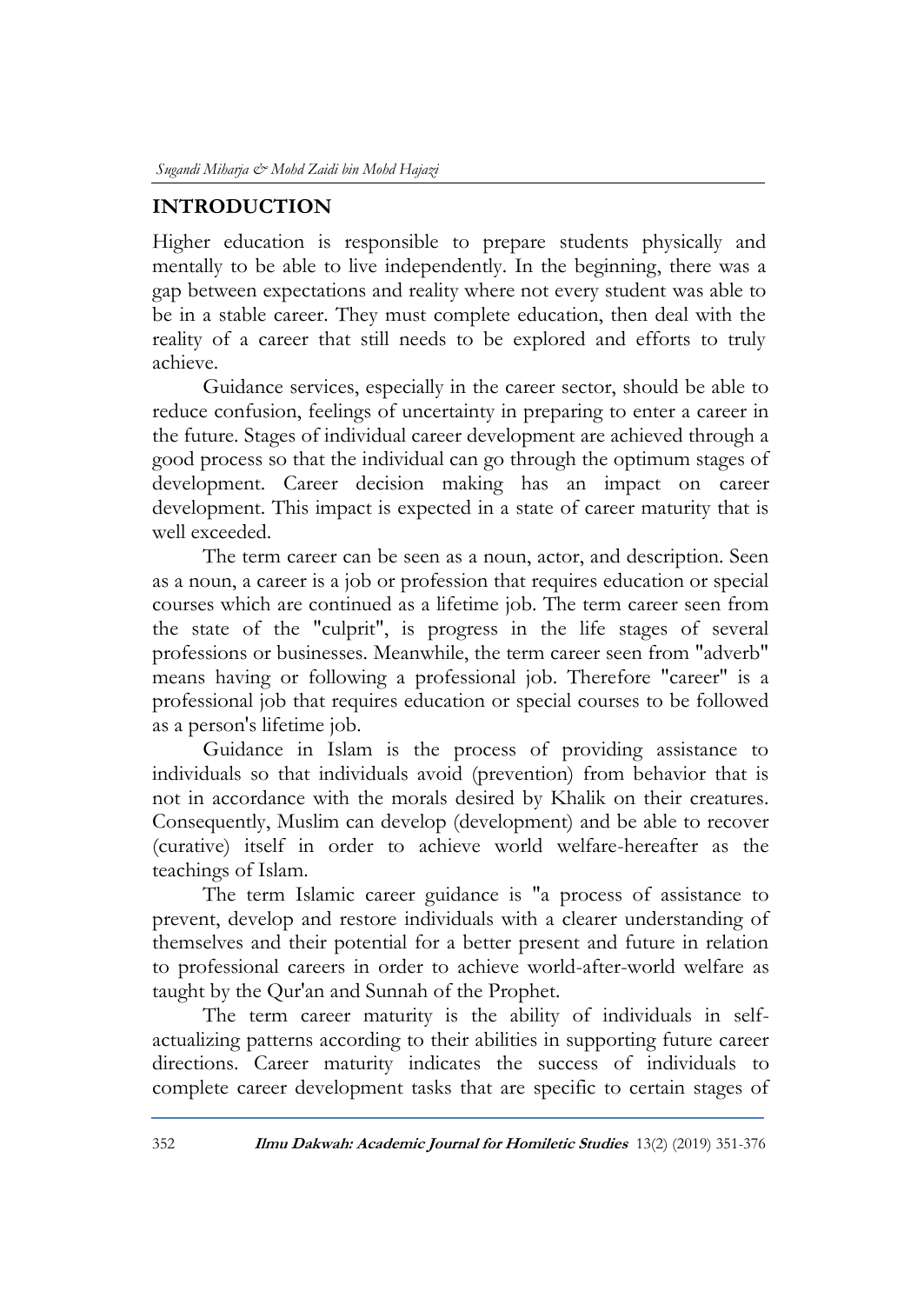## INTRODUCTION

Higher education is responsible to prepare students physically and mentally to be able to live independently. In the beginning, there was a gap between expectations and reality where not every student was able to be in a stable career. They must complete education, then deal with the reality of a career that still needs to be explored and efforts to truly achieve.

Guidance services, especially in the career sector, should be able to reduce confusion, feelings of uncertainty in preparing to enter a career in the future. Stages of individual career development are achieved through a good process so that the individual can go through the optimum stages of development. Career decision making has an impact on career development. This impact is expected in a state of career maturity that is well exceeded.

The term career can be seen as a noun, actor, and description. Seen as a noun, a career is a job or profession that requires education or special courses which are continued as a lifetime job. The term career seen from the state of the "culprit", is progress in the life stages of several professions or businesses. Meanwhile, the term career seen from "adverb" means having or following a professional job. Therefore "career" is a professional job that requires education or special courses to be followed as a person's lifetime job.

Guidance in Islam is the process of providing assistance to individuals so that individuals avoid (prevention) from behavior that is not in accordance with the morals desired by Khalik on their creatures. Consequently, Muslim can develop (development) and be able to recover (curative) itself in order to achieve world welfare-hereafter as the teachings of Islam.

The term Islamic career guidance is "a process of assistance to prevent, develop and restore individuals with a clearer understanding of themselves and their potential for a better present and future in relation to professional careers in order to achieve world-after-world welfare as taught by the Qur'an and Sunnah of the Prophet.

The term career maturity is the ability of individuals in self-actualizing patterns according to their abilities in supporting future career directions. Career maturity indicates the success of individuals to complete career development tasks that are specific to certain stages of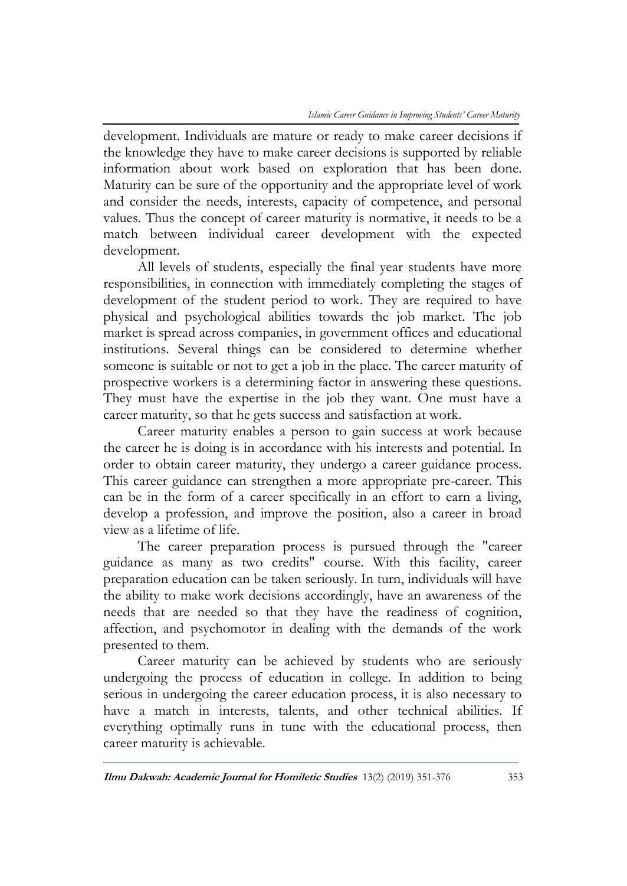development. Individuals are mature or ready to make career decisions if the knowledge they have to make career decisions is supported by reliable information about work based on exploration that has been done. Maturity can be sure of the opportunity and the appropriate level of work and consider the needs, interests, capacity of competence, and personal values. Thus the concept of career maturity is normative, it needs to be a match between individual career development with the expected development.

All levels of students, especially the final year students have more responsibilities, in connection with immediately completing the stages of development of the student period to work. They are required to have physical and psychological abilities towards the job market. The job market is spread across companies, in government offices and educational institutions. Several things can be considered to determine whether someone is suitable or not to get a job in the place. The career maturity of prospective workers is a determining factor in answering these questions. They must have the expertise in the job they want. One must have a career maturity, so that he gets success and satisfaction at work.

Career maturity enables a person to gain success at work because the career he is doing is in accordance with his interests and potential. In order to obtain career maturity, they undergo a career guidance process. This career guidance can strengthen a more appropriate pre-career. This can be in the form of a career specifically in an effort to earn a living, develop a profession, and improve the position, also a career in broad view as a lifetime of life.

The career preparation process is pursued through the "career guidance as many as two credits" course. With this facility, career preparation education can be taken seriously. In turn, individuals will have the ability to make work decisions accordingly, have an awareness of the needs that are needed so that they have the readiness of cognition, affection, and psychomotor in dealing with the demands of the work presented to them.

Career maturity can be achieved by students who are seriously undergoing the process of education in college. In addition to being serious in undergoing the career education process, it is also necessary to have a match in interests, talents, and other technical abilities. If everything optimally runs in tune with the educational process, then career maturity is achievable.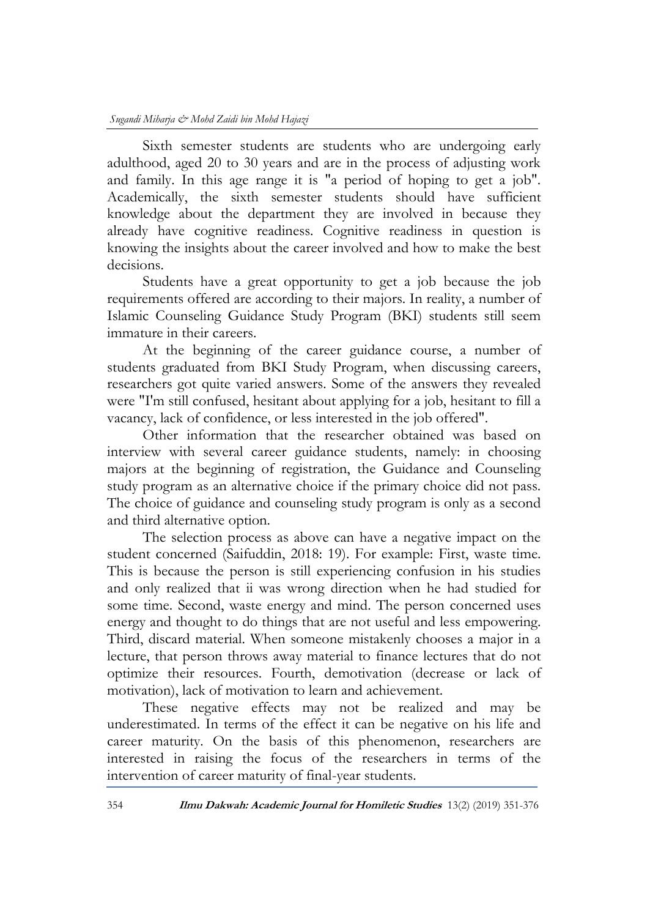Sixth semester students are students who are undergoing early adulthood, aged 20 to 30 years and are in the process of adjusting work and family. In this age range it is "a period of hoping to get a job". Academically, the sixth semester students should have sufficient knowledge about the department they are involved in because they already have cognitive readiness. Cognitive readiness in question is knowing the insights about the career involved and how to make the best decisions.

Students have a great opportunity to get a job because the job requirements offered are according to their majors. In reality, a number of Islamic Counseling Guidance Study Program (BKI) students still seem immature in their careers.

At the beginning of the career guidance course, a number of students graduated from BKI Study Program, when discussing careers, researchers got quite varied answers. Some of the answers they revealed were "I'm still confused, hesitant about applying for a job, hesitant to fill a vacancy, lack of confidence, or less interested in the job offered".

Other information that the researcher obtained was based on interview with several career guidance students, namely: in choosing majors at the beginning of registration, the Guidance and Counseling study program as an alternative choice if the primary choice did not pass. The choice of guidance and counseling study program is only as a second and third alternative option.

The selection process as above can have a negative impact on the student concerned (Saifuddin, 2018: 19). For example: First, waste time. This is because the person is still experiencing confusion in his studies and only realized that ii was wrong direction when he had studied for some time. Second, waste energy and mind. The person concerned uses energy and thought to do things that are not useful and less empowering. Third, discard material. When someone mistakenly chooses a major in a lecture, that person throws away material to finance lectures that do not optimize their resources. Fourth, demotivation (decrease or lack of motivation), lack of motivation to learn and achievement.

These negative effects may not be realized and may be underestimated. In terms of the effect it can be negative on his life and career maturity. On the basis of this phenomenon, researchers are interested in raising the focus of the researchers in terms of the intervention of career maturity of final-year students.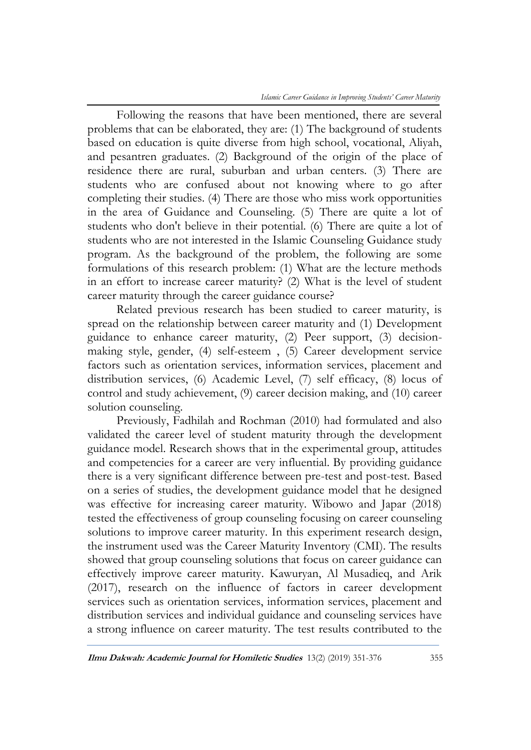Following the reasons that have been mentioned, there are several problems that can be elaborated, they are: (1) The background of students based on education is quite diverse from high school, vocational, Aliyah, and pesantren graduates. (2) Background of the origin of the place of residence there are rural, suburban and urban centers. (3) There are students who are confused about not knowing where to go after completing their studies. (4) There are those who miss work opportunities in the area of Guidance and Counseling. (5) There are quite a lot of students who don't believe in their potential. (6) There are quite a lot of students who are not interested in the Islamic Counseling Guidance study program. As the background of the problem, the following are some formulations of this research problem: (1) What are the lecture methods in an effort to increase career maturity? (2) What is the level of student career maturity through the career guidance course?

Related previous research has been studied to career maturity, is spread on the relationship between career maturity and (1) Development guidance to enhance career maturity, (2) Peer support, (3) decision-making style, gender, (4) self-esteem , (5) Career development service factors such as orientation services, information services, placement and distribution services, (6) Academic Level, (7) self efficacy, (8) locus of control and study achievement, (9) career decision making, and (10) career solution counseling.

Previously, Fadhilah and Rochman (2010) had formulated and also validated the career level of student maturity through the development guidance model. Research shows that in the experimental group, attitudes and competencies for a career are very influential. By providing guidance there is a very significant difference between pre-test and post-test. Based on a series of studies, the development guidance model that he designed was effective for increasing career maturity. Wibowo and Japar (2018) tested the effectiveness of group counseling focusing on career counseling solutions to improve career maturity. In this experiment research design, the instrument used was the Career Maturity Inventory (CMI). The results showed that group counseling solutions that focus on career guidance can effectively improve career maturity. Kawuryan, Al Musadieq, and Arik (2017), research on the influence of factors in career development services such as orientation services, information services, placement and distribution services and individual guidance and counseling services have a strong influence on career maturity. The test results contributed to the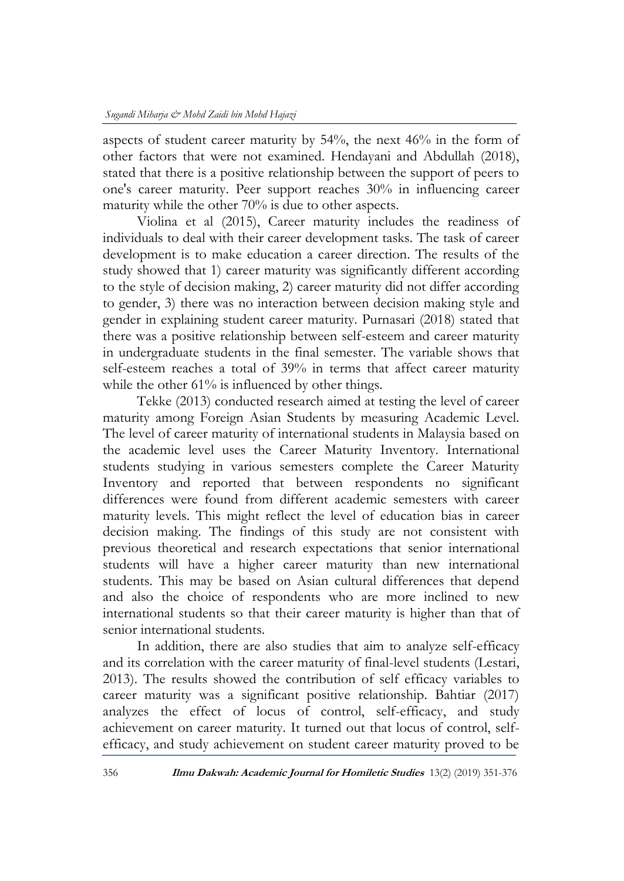aspects of student career maturity by 54%, the next 46% in the form of other factors that were not examined. Hendayani and Abdullah (2018), stated that there is a positive relationship between the support of peers to one's career maturity. Peer support reaches 30% in influencing career maturity while the other 70% is due to other aspects.

Violina et al (2015), Career maturity includes the readiness of individuals to deal with their career development tasks. The task of career development is to make education a career direction. The results of the study showed that 1) career maturity was significantly different according to the style of decision making, 2) career maturity did not differ according to gender, 3) there was no interaction between decision making style and gender in explaining student career maturity. Purnasari (2018) stated that there was a positive relationship between self-esteem and career maturity in undergraduate students in the final semester. The variable shows that self-esteem reaches a total of 39% in terms that affect career maturity while the other 61% is influenced by other things.

Tekke (2013) conducted research aimed at testing the level of career maturity among Foreign Asian Students by measuring Academic Level. The level of career maturity of international students in Malaysia based on the academic level uses the Career Maturity Inventory. International students studying in various semesters complete the Career Maturity Inventory and reported that between respondents no significant differences were found from different academic semesters with career maturity levels. This might reflect the level of education bias in career decision making. The findings of this study are not consistent with previous theoretical and research expectations that senior international students will have a higher career maturity than new international students. This may be based on Asian cultural differences that depend and also the choice of respondents who are more inclined to new international students so that their career maturity is higher than that of senior international students.

In addition, there are also studies that aim to analyze self-efficacy and its correlation with the career maturity of final-level students (Lestari, 2013). The results showed the contribution of self efficacy variables to career maturity was a significant positive relationship. Bahtiar (2017) analyzes the effect of locus of control, self-efficacy, and study achievement on career maturity. It turned out that locus of control, self-efficacy, and study achievement on student career maturity proved to be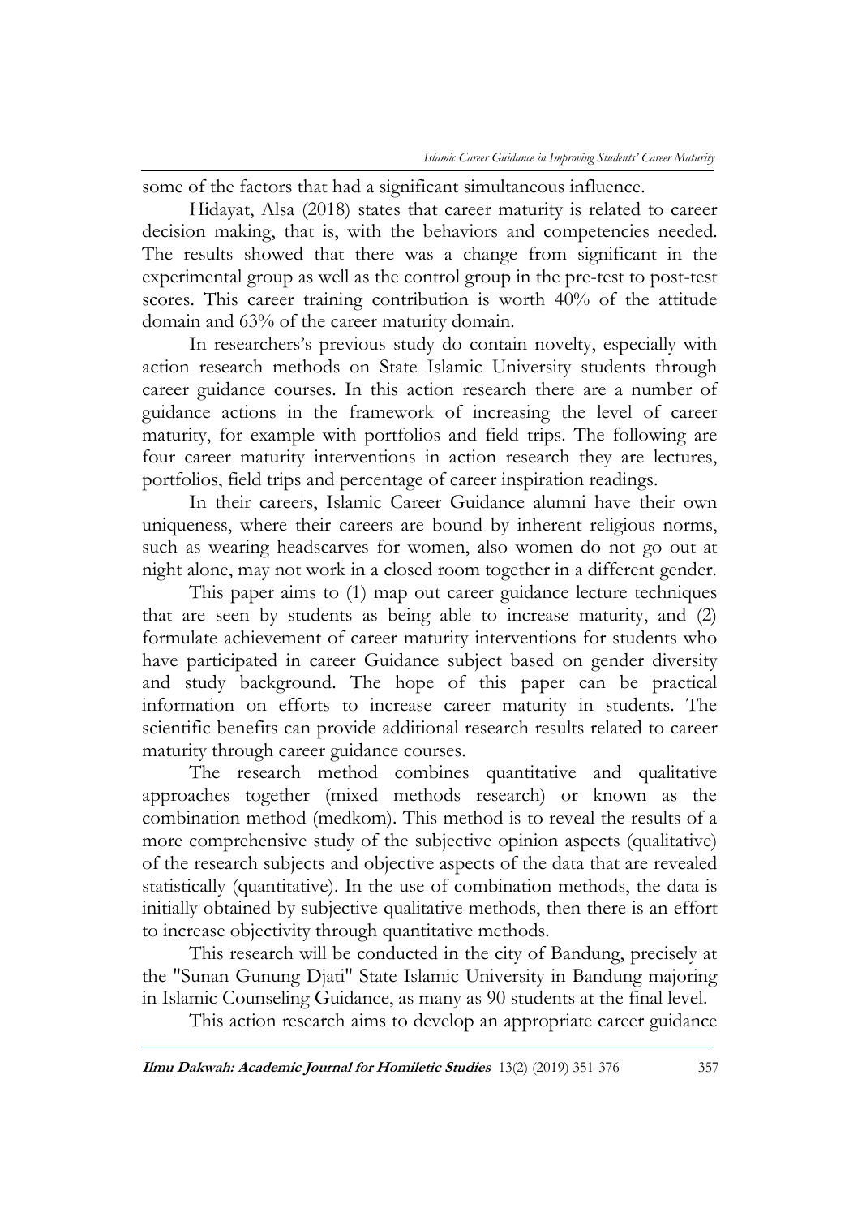some of the factors that had a significant simultaneous influence.

Hidayat, Alsa (2018) states that career maturity is related to career decision making, that is, with the behaviors and competencies needed. The results showed that there was a change from significant in the experimental group as well as the control group in the pre-test to post-test scores. This career training contribution is worth 40% of the attitude domain and 63% of the career maturity domain.

In researchers's previous study do contain novelty, especially with action research methods on State Islamic University students through career guidance courses. In this action research there are a number of guidance actions in the framework of increasing the level of career maturity, for example with portfolios and field trips. The following are four career maturity interventions in action research they are lectures, portfolios, field trips and percentage of career inspiration readings.

In their careers, Islamic Career Guidance alumni have their own uniqueness, where their careers are bound by inherent religious norms, such as wearing headscarves for women, also women do not go out at night alone, may not work in a closed room together in a different gender.

This paper aims to (1) map out career guidance lecture techniques that are seen by students as being able to increase maturity, and (2) formulate achievement of career maturity interventions for students who have participated in career Guidance subject based on gender diversity and study background. The hope of this paper can be practical information on efforts to increase career maturity in students. The scientific benefits can provide additional research results related to career maturity through career guidance courses.

The research method combines quantitative and qualitative approaches together (mixed methods research) or known as the combination method (medkom). This method is to reveal the results of a more comprehensive study of the subjective opinion aspects (qualitative) of the research subjects and objective aspects of the data that are revealed statistically (quantitative). In the use of combination methods, the data is initially obtained by subjective qualitative methods, then there is an effort to increase objectivity through quantitative methods.

This research will be conducted in the city of Bandung, precisely at the "Sunan Gunung Djati" State Islamic University in Bandung majoring in Islamic Counseling Guidance, as many as 90 students at the final level.

This action research aims to develop an appropriate career guidance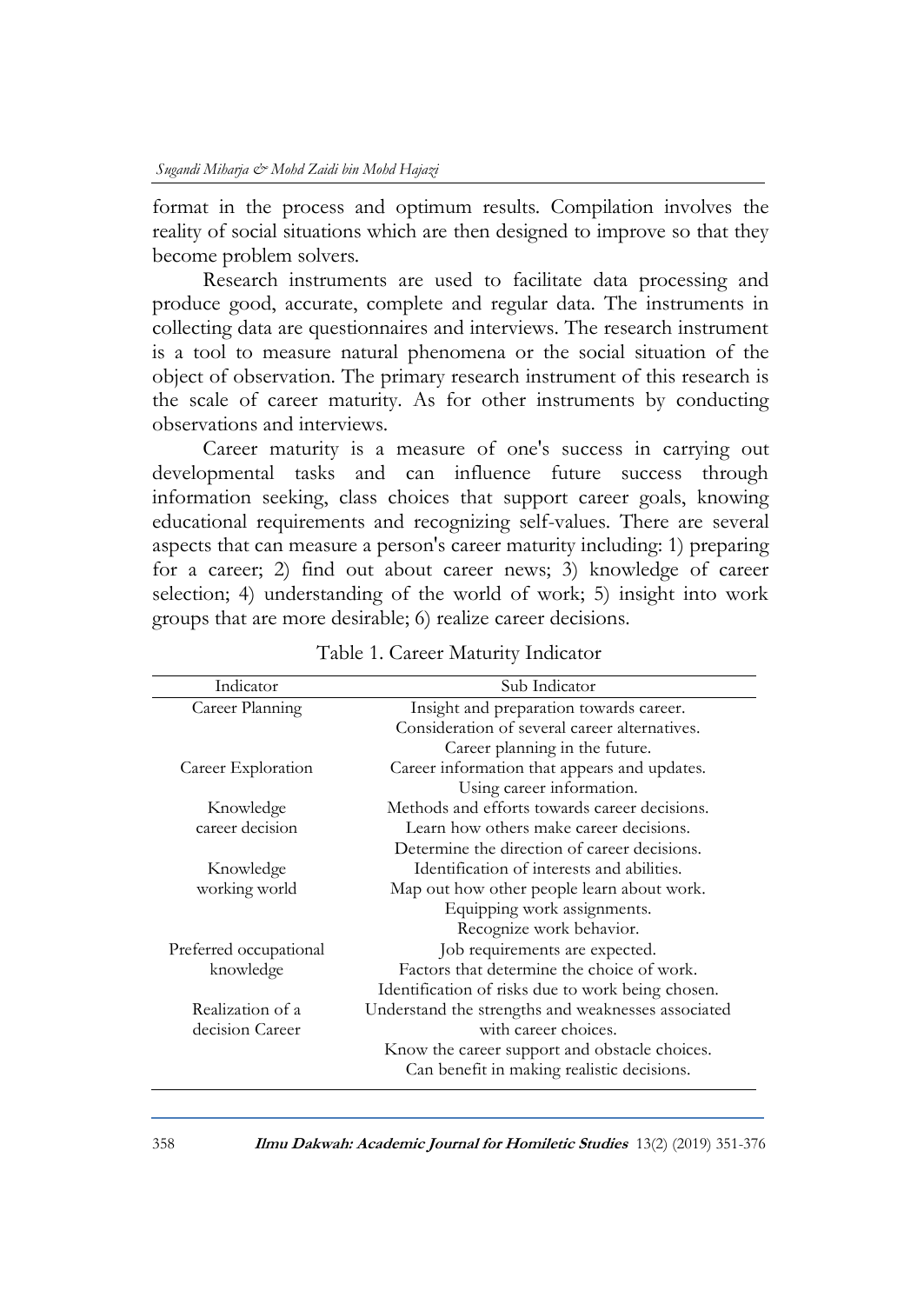format in the process and optimum results. Compilation involves the reality of social situations which are then designed to improve so that they become problem solvers.

Research instruments are used to facilitate data processing and produce good, accurate, complete and regular data. The instruments in collecting data are questionnaires and interviews. The research instrument is a tool to measure natural phenomena or the social situation of the object of observation. The primary research instrument of this research is the scale of career maturity. As for other instruments by conducting observations and interviews.

Career maturity is a measure of one's success in carrying out developmental tasks and can influence future success through information seeking, class choices that support career goals, knowing educational requirements and recognizing self-values. There are several aspects that can measure a person's career maturity including: 1) preparing for a career; 2) find out about career news; 3) knowledge of career selection; 4) understanding of the world of work; 5) insight into work groups that are more desirable; 6) realize career decisions.

Table 1. Career Maturity Indicator

| Indicator | Sub Indicator |
|---|---|
| Career Planning | Insight and preparation towards career. |
| | Consideration of several career alternatives. |
| | Career planning in the future. |
| Career Exploration | Career information that appears and updates. |
| | Using career information. |
| Knowledge career decision | Methods and efforts towards career decisions. |
| | Learn how others make career decisions. |
| | Determine the direction of career decisions. |
| Knowledge working world | Identification of interests and abilities. |
| | Map out how other people learn about work. |
| | Equipping work assignments. |
| | Recognize work behavior. |
| Preferred occupational knowledge | Job requirements are expected. |
| | Factors that determine the choice of work. |
| | Identification of risks due to work being chosen. |
| Realization of a decision Career | Understand the strengths and weaknesses associated with career choices. |
| | Know the career support and obstacle choices. |
| | Can benefit in making realistic decisions. |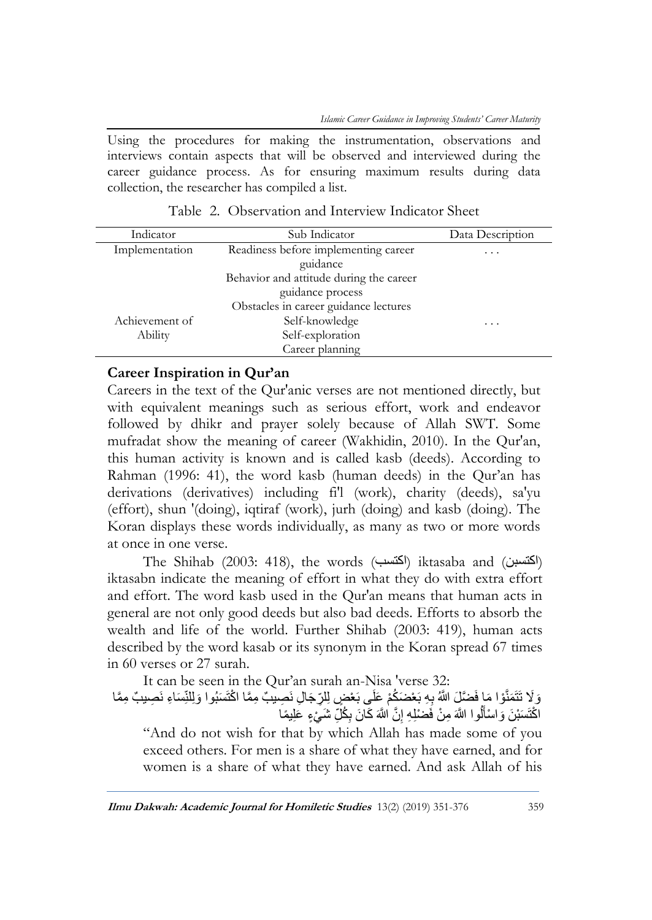Using the procedures for making the instrumentation, observations and interviews contain aspects that will be observed and interviewed during the career guidance process. As for ensuring maximum results during data collection, the researcher has compiled a list.

Table 2. Observation and Interview Indicator Sheet

| Indicator | Sub Indicator | Data Description |
|---|---|---|
| Implementation | Readiness before implementing career guidance | ... |
| | Behavior and attitude during the career guidance process | |
| | Obstacles in career guidance lectures | |
| Achievement of Ability | Self-knowledge | ... |
| | Self-exploration | |
| | Career planning | |

## Career Inspiration in Qur'an

Careers in the text of the Qur'anic verses are not mentioned directly, but with equivalent meanings such as serious effort, work and endeavor followed by dhikr and prayer solely because of Allah SWT. Some mufradat show the meaning of career (Wakhidin, 2010). In the Qur'an, this human activity is known and is called kasb (deeds). According to Rahman (1996: 41), the word kasb (human deeds) in the Qur'an has derivations (derivatives) including fi'l (work), charity (deeds), sa'yu (effort), shun '(doing), iqtiraf (work), jurh (doing) and kasb (doing). The Koran displays these words individually, as many as two or more words at once in one verse.

The Shihab (2003: 418), the words (اكتسب) iktasaba and (اكتسبن) iktasabn indicate the meaning of effort in what they do with extra effort and effort. The word kasb used in the Qur'an means that human acts in general are not only good deeds but also bad deeds. Efforts to absorb the wealth and life of the world. Further Shihab (2003: 419), human acts described by the word kasab or its synonym in the Koran spread 67 times in 60 verses or 27 surah.

It can be seen in the Qur'an surah an-Nisa 'verse 32:

وَلَا تَتَمَنَّوْا مَا فَضَّلَ اللَّهُ بِهِ بَعْضَكُمْ عَلَى بَعْضٍ لِلرِّجَالِ نَصِيبٌ مِمَّا اكْتَسَبُوا وَلِلنِّسَاءِ نَصِيبٌ مِمَّا اكْتَسَبْنَ وَاسْأَلُوا اللَّهَ مِنْ فَضْلِهِ إِنَّ اللَّهَ كَانَ بِكُلِّ شَيْءٍ عَلِيمًا

"And do not wish for that by which Allah has made some of you exceed others. For men is a share of what they have earned, and for women is a share of what they have earned. And ask Allah of his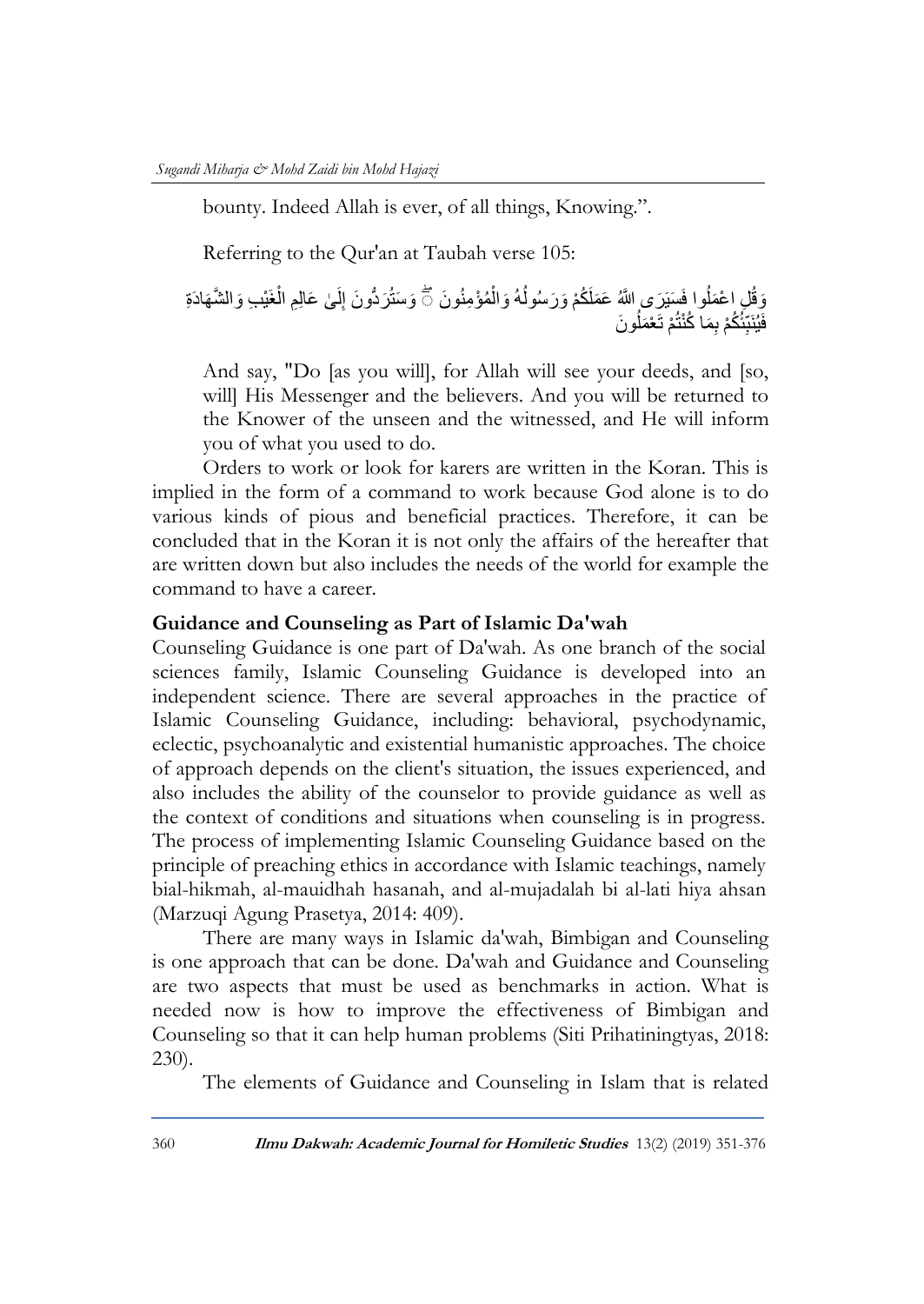bounty. Indeed Allah is ever, of all things, Knowing.".

Referring to the Qur'an at Taubah verse 105:

وَقُلِ اعْمَلُوا فَسَيَرَى اللَّهُ عَمَلَكُمْ وَرَسُولُهُ وَالْمُؤْمِنُونَ ۖ وَسَتُرَدُّونَ إِلَىٰ عَالِمِ الْغَيْبِ وَالشَّهَادَةِ فَيُنَبِّئُكُمْ بِمَا كُنْتُمْ تَعْمَلُونَ

And say, "Do [as you will], for Allah will see your deeds, and [so, will] His Messenger and the believers. And you will be returned to the Knower of the unseen and the witnessed, and He will inform you of what you used to do.

Orders to work or look for karers are written in the Koran. This is implied in the form of a command to work because God alone is to do various kinds of pious and beneficial practices. Therefore, it can be concluded that in the Koran it is not only the affairs of the hereafter that are written down but also includes the needs of the world for example the command to have a career.

## Guidance and Counseling as Part of Islamic Da'wah

Counseling Guidance is one part of Da'wah. As one branch of the social sciences family, Islamic Counseling Guidance is developed into an independent science. There are several approaches in the practice of Islamic Counseling Guidance, including: behavioral, psychodynamic, eclectic, psychoanalytic and existential humanistic approaches. The choice of approach depends on the client's situation, the issues experienced, and also includes the ability of the counselor to provide guidance as well as the context of conditions and situations when counseling is in progress. The process of implementing Islamic Counseling Guidance based on the principle of preaching ethics in accordance with Islamic teachings, namely bial-hikmah, al-mauidhah hasanah, and al-mujadalah bi al-lati hiya ahsan (Marzuqi Agung Prasetya, 2014: 409).

There are many ways in Islamic da'wah, Bimbigan and Counseling is one approach that can be done. Da'wah and Guidance and Counseling are two aspects that must be used as benchmarks in action. What is needed now is how to improve the effectiveness of Bimbigan and Counseling so that it can help human problems (Siti Prihatiningtyas, 2018: 230).

The elements of Guidance and Counseling in Islam that is related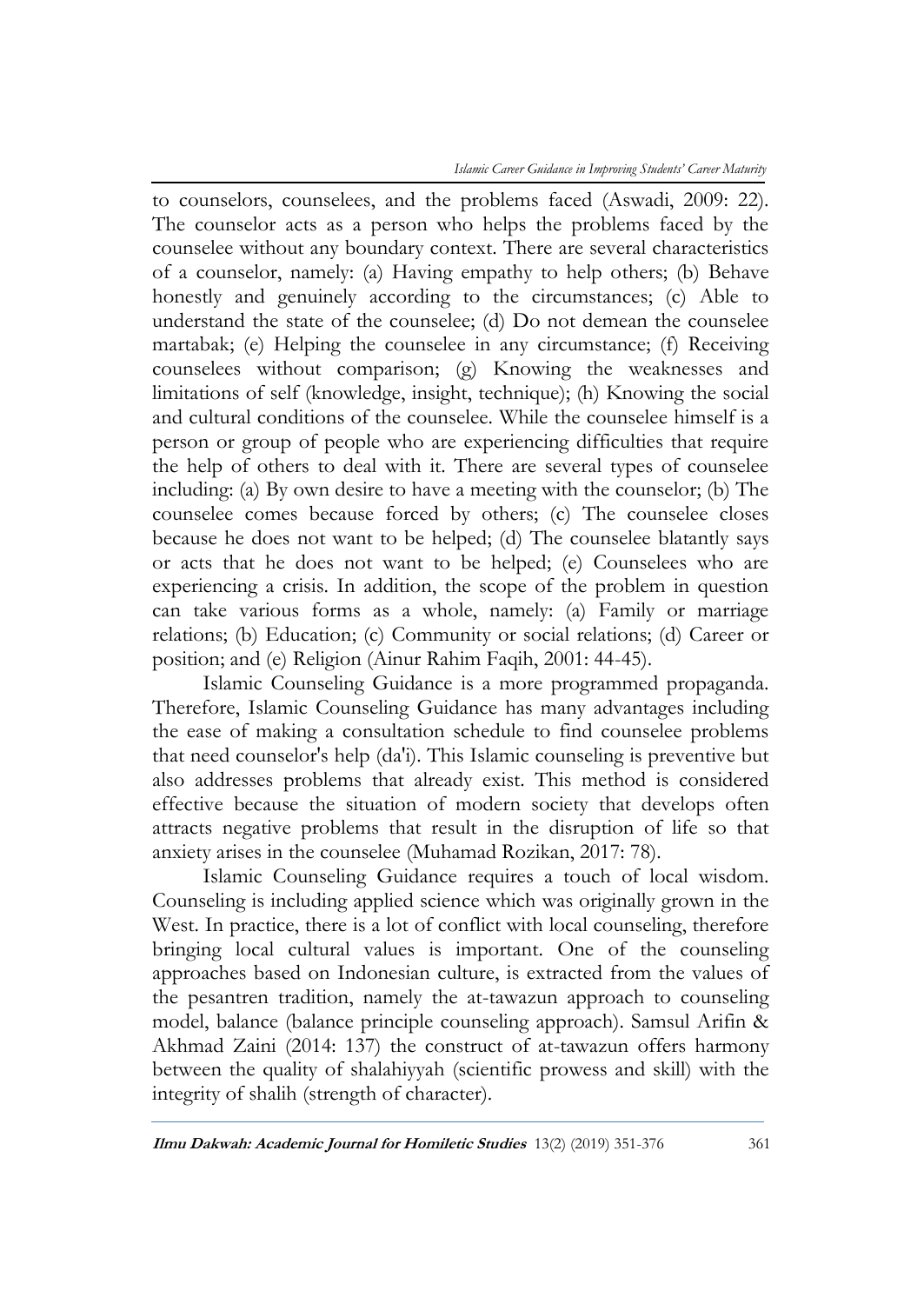to counselors, counselees, and the problems faced (Aswadi, 2009: 22). The counselor acts as a person who helps the problems faced by the counselee without any boundary context. There are several characteristics of a counselor, namely: (a) Having empathy to help others; (b) Behave honestly and genuinely according to the circumstances; (c) Able to understand the state of the counselee; (d) Do not demean the counselee martabak; (e) Helping the counselee in any circumstance; (f) Receiving counselees without comparison; (g) Knowing the weaknesses and limitations of self (knowledge, insight, technique); (h) Knowing the social and cultural conditions of the counselee. While the counselee himself is a person or group of people who are experiencing difficulties that require the help of others to deal with it. There are several types of counselee including: (a) By own desire to have a meeting with the counselor; (b) The counselee comes because forced by others; (c) The counselee closes because he does not want to be helped; (d) The counselee blatantly says or acts that he does not want to be helped; (e) Counselees who are experiencing a crisis. In addition, the scope of the problem in question can take various forms as a whole, namely: (a) Family or marriage relations; (b) Education; (c) Community or social relations; (d) Career or position; and (e) Religion (Ainur Rahim Faqih, 2001: 44-45).

Islamic Counseling Guidance is a more programmed propaganda. Therefore, Islamic Counseling Guidance has many advantages including the ease of making a consultation schedule to find counselee problems that need counselor's help (da'i). This Islamic counseling is preventive but also addresses problems that already exist. This method is considered effective because the situation of modern society that develops often attracts negative problems that result in the disruption of life so that anxiety arises in the counselee (Muhamad Rozikan, 2017: 78).

Islamic Counseling Guidance requires a touch of local wisdom. Counseling is including applied science which was originally grown in the West. In practice, there is a lot of conflict with local counseling, therefore bringing local cultural values is important. One of the counseling approaches based on Indonesian culture, is extracted from the values of the pesantren tradition, namely the at-tawazun approach to counseling model, balance (balance principle counseling approach). Samsul Arifin & Akhmad Zaini (2014: 137) the construct of at-tawazun offers harmony between the quality of shalahiyyah (scientific prowess and skill) with the integrity of shalih (strength of character).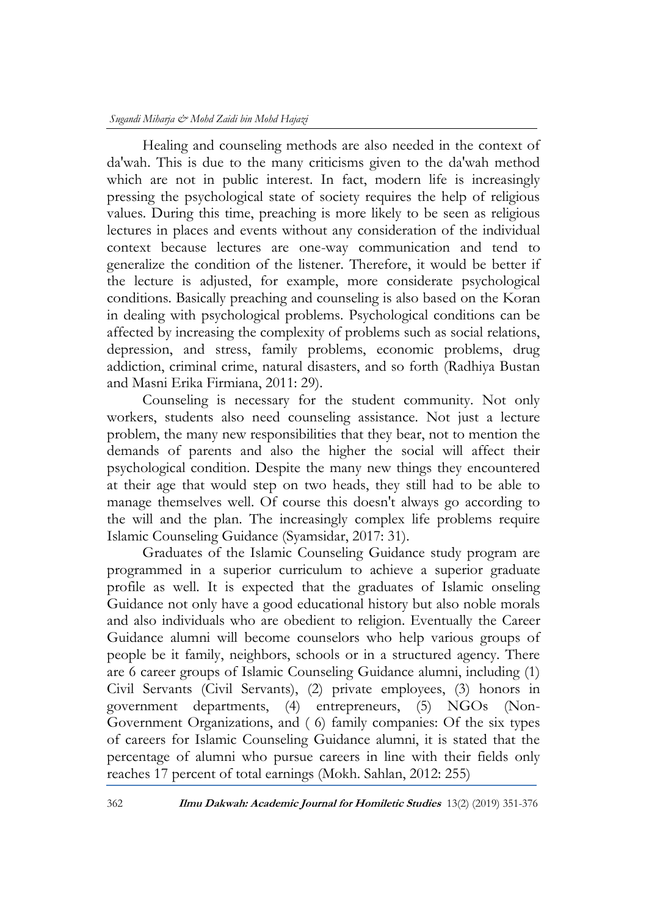Healing and counseling methods are also needed in the context of da'wah. This is due to the many criticisms given to the da'wah method which are not in public interest. In fact, modern life is increasingly pressing the psychological state of society requires the help of religious values. During this time, preaching is more likely to be seen as religious lectures in places and events without any consideration of the individual context because lectures are one-way communication and tend to generalize the condition of the listener. Therefore, it would be better if the lecture is adjusted, for example, more considerate psychological conditions. Basically preaching and counseling is also based on the Koran in dealing with psychological problems. Psychological conditions can be affected by increasing the complexity of problems such as social relations, depression, and stress, family problems, economic problems, drug addiction, criminal crime, natural disasters, and so forth (Radhiya Bustan and Masni Erika Firmiana, 2011: 29).

Counseling is necessary for the student community. Not only workers, students also need counseling assistance. Not just a lecture problem, the many new responsibilities that they bear, not to mention the demands of parents and also the higher the social will affect their psychological condition. Despite the many new things they encountered at their age that would step on two heads, they still had to be able to manage themselves well. Of course this doesn't always go according to the will and the plan. The increasingly complex life problems require Islamic Counseling Guidance (Syamsidar, 2017: 31).

Graduates of the Islamic Counseling Guidance study program are programmed in a superior curriculum to achieve a superior graduate profile as well. It is expected that the graduates of Islamic onseling Guidance not only have a good educational history but also noble morals and also individuals who are obedient to religion. Eventually the Career Guidance alumni will become counselors who help various groups of people be it family, neighbors, schools or in a structured agency. There are 6 career groups of Islamic Counseling Guidance alumni, including (1) Civil Servants (Civil Servants), (2) private employees, (3) honors in government departments, (4) entrepreneurs, (5) NGOs (Non-Government Organizations, and ( 6) family companies: Of the six types of careers for Islamic Counseling Guidance alumni, it is stated that the percentage of alumni who pursue careers in line with their fields only reaches 17 percent of total earnings (Mokh. Sahlan, 2012: 255)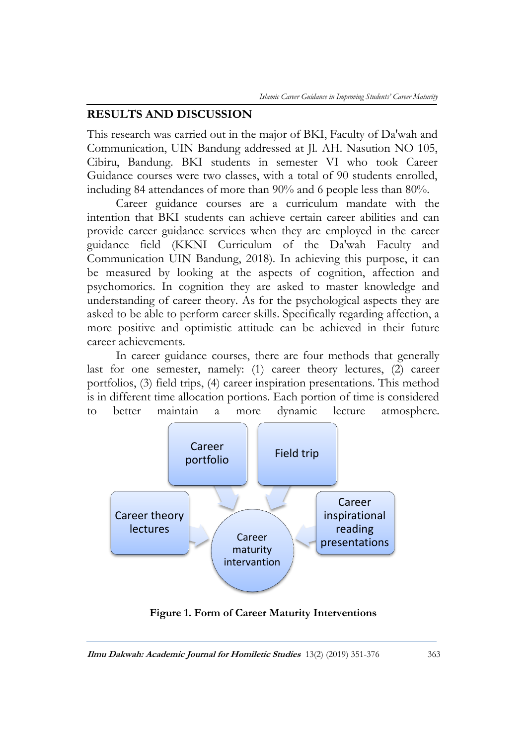## RESULTS AND DISCUSSION

This research was carried out in the major of BKI, Faculty of Da'wah and Communication, UIN Bandung addressed at Jl. AH. Nasution NO 105, Cibiru, Bandung. BKI students in semester VI who took Career Guidance courses were two classes, with a total of 90 students enrolled, including 84 attendances of more than 90% and 6 people less than 80%.

Career guidance courses are a curriculum mandate with the intention that BKI students can achieve certain career abilities and can provide career guidance services when they are employed in the career guidance field (KKNI Curriculum of the Da'wah Faculty and Communication UIN Bandung, 2018). In achieving this purpose, it can be measured by looking at the aspects of cognition, affection and psychomorics. In cognition they are asked to master knowledge and understanding of career theory. As for the psychological aspects they are asked to be able to perform career skills. Specifically regarding affection, a more positive and optimistic attitude can be achieved in their future career achievements.

In career guidance courses, there are four methods that generally last for one semester, namely: (1) career theory lectures, (2) career portfolios, (3) field trips, (4) career inspiration presentations. This method is in different time allocation portions. Each portion of time is considered to better maintain a more dynamic lecture atmosphere.

**Figure 1. Form of Career Maturity Interventions**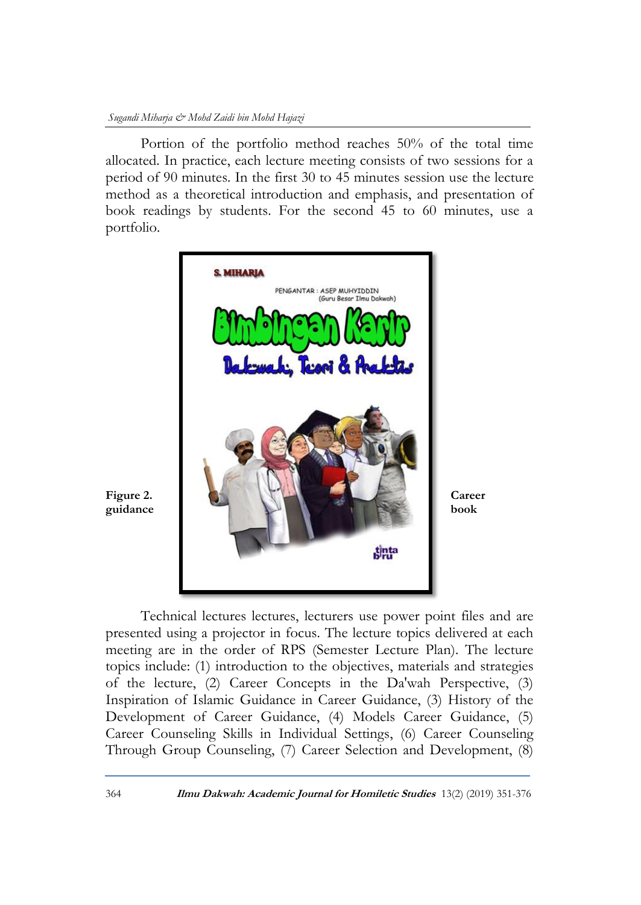Portion of the portfolio method reaches 50% of the total time allocated. In practice, each lecture meeting consists of two sessions for a period of 90 minutes. In the first 30 to 45 minutes session use the lecture method as a theoretical introduction and emphasis, and presentation of book readings by students. For the second 45 to 60 minutes, use a portfolio.

**Figure 2. Career guidance book**

Technical lectures lectures, lecturers use power point files and are presented using a projector in focus. The lecture topics delivered at each meeting are in the order of RPS (Semester Lecture Plan). The lecture topics include: (1) introduction to the objectives, materials and strategies of the lecture, (2) Career Concepts in the Da'wah Perspective, (3) Inspiration of Islamic Guidance in Career Guidance, (3) History of the Development of Career Guidance, (4) Models Career Guidance, (5) Career Counseling Skills in Individual Settings, (6) Career Counseling Through Group Counseling, (7) Career Selection and Development, (8)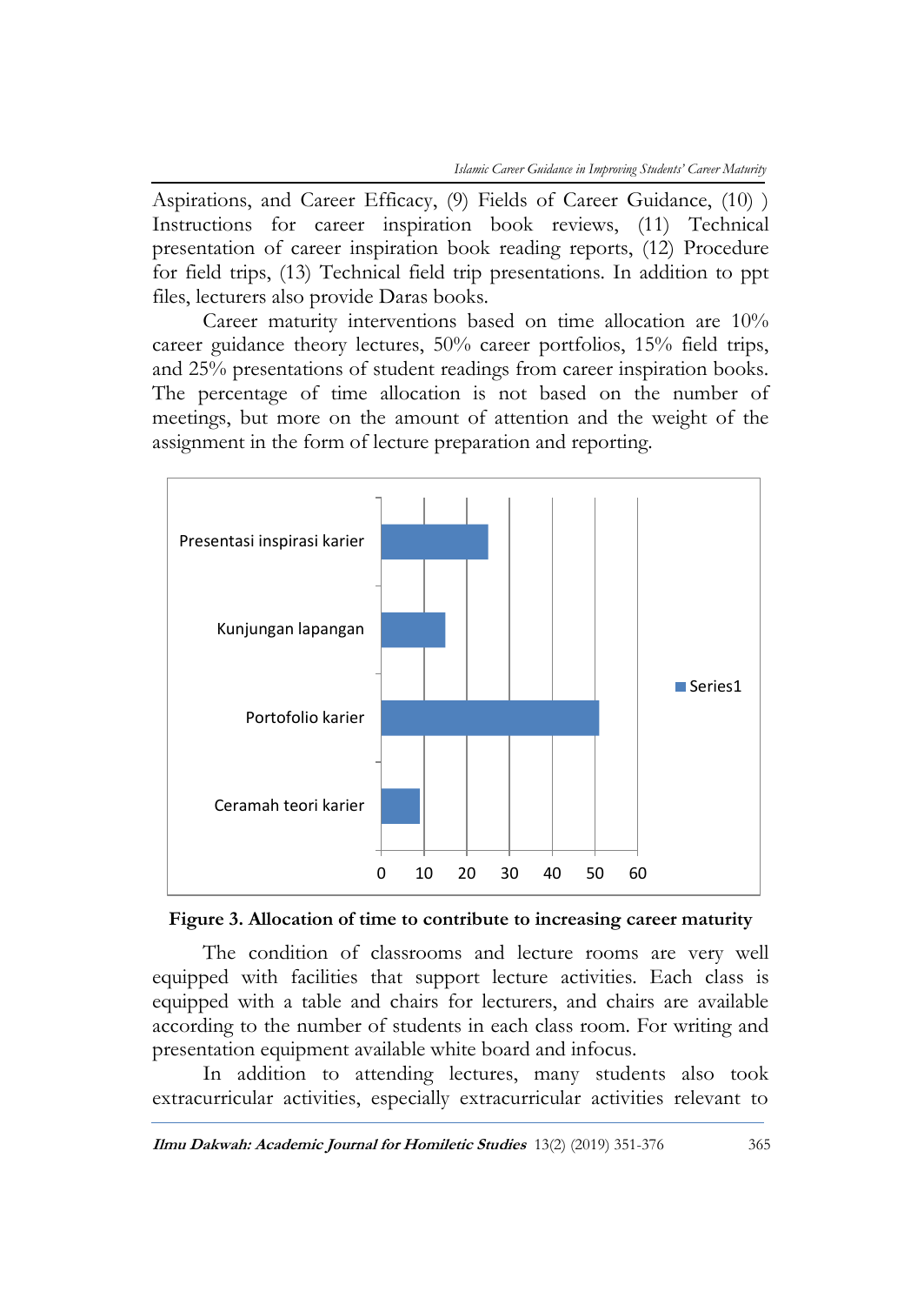Aspirations, and Career Efficacy, (9) Fields of Career Guidance, (10) ) Instructions for career inspiration book reviews, (11) Technical presentation of career inspiration book reading reports, (12) Procedure for field trips, (13) Technical field trip presentations. In addition to ppt files, lecturers also provide Daras books.

Career maturity interventions based on time allocation are 10% career guidance theory lectures, 50% career portfolios, 15% field trips, and 25% presentations of student readings from career inspiration books. The percentage of time allocation is not based on the number of meetings, but more on the amount of attention and the weight of the assignment in the form of lecture preparation and reporting.

| Category | Series1 |
|---|---|
| Presentasi inspirasi karier | 25 |
| Kunjungan lapangan | 15 |
| Portofolio karier | 51 |
| Ceramah teori karier | 9 |

**Figure 3. Allocation of time to contribute to increasing career maturity**

The condition of classrooms and lecture rooms are very well equipped with facilities that support lecture activities. Each class is equipped with a table and chairs for lecturers, and chairs are available according to the number of students in each class room. For writing and presentation equipment available white board and infocus.

In addition to attending lectures, many students also took extracurricular activities, especially extracurricular activities relevant to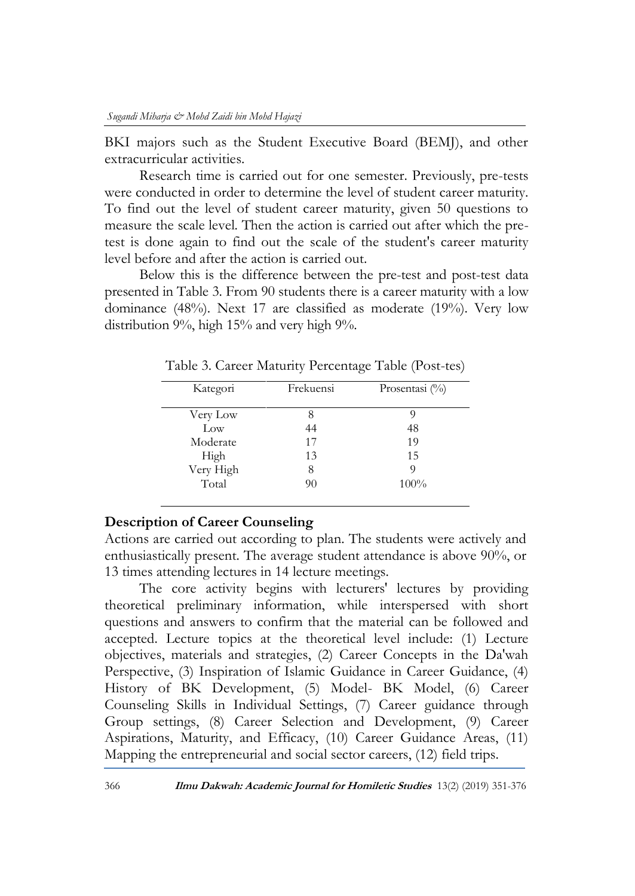BKI majors such as the Student Executive Board (BEMJ), and other extracurricular activities.

Research time is carried out for one semester. Previously, pre-tests were conducted in order to determine the level of student career maturity. To find out the level of student career maturity, given 50 questions to measure the scale level. Then the action is carried out after which the pre-test is done again to find out the scale of the student's career maturity level before and after the action is carried out.

Below this is the difference between the pre-test and post-test data presented in Table 3. From 90 students there is a career maturity with a low dominance (48%). Next 17 are classified as moderate (19%). Very low distribution 9%, high 15% and very high 9%.

Table 3. Career Maturity Percentage Table (Post-tes)

| Kategori | Frekuensi | Prosentasi (%) |
|---|---|---|
| Very Low | 8 | 9 |
| Low | 44 | 48 |
| Moderate | 17 | 19 |
| High | 13 | 15 |
| Very High | 8 | 9 |
| Total | 90 | 100% |

**Description of Career Counseling**

Actions are carried out according to plan. The students were actively and enthusiastically present. The average student attendance is above 90%, or 13 times attending lectures in 14 lecture meetings.

The core activity begins with lecturers' lectures by providing theoretical preliminary information, while interspersed with short questions and answers to confirm that the material can be followed and accepted. Lecture topics at the theoretical level include: (1) Lecture objectives, materials and strategies, (2) Career Concepts in the Da'wah Perspective, (3) Inspiration of Islamic Guidance in Career Guidance, (4) History of BK Development, (5) Model- BK Model, (6) Career Counseling Skills in Individual Settings, (7) Career guidance through Group settings, (8) Career Selection and Development, (9) Career Aspirations, Maturity, and Efficacy, (10) Career Guidance Areas, (11) Mapping the entrepreneurial and social sector careers, (12) field trips.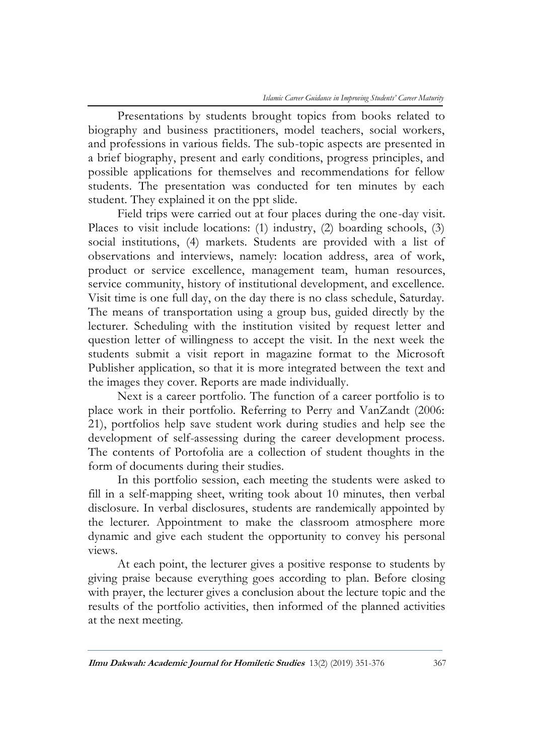Presentations by students brought topics from books related to biography and business practitioners, model teachers, social workers, and professions in various fields. The sub-topic aspects are presented in a brief biography, present and early conditions, progress principles, and possible applications for themselves and recommendations for fellow students. The presentation was conducted for ten minutes by each student. They explained it on the ppt slide.

Field trips were carried out at four places during the one-day visit. Places to visit include locations: (1) industry, (2) boarding schools, (3) social institutions, (4) markets. Students are provided with a list of observations and interviews, namely: location address, area of work, product or service excellence, management team, human resources, service community, history of institutional development, and excellence. Visit time is one full day, on the day there is no class schedule, Saturday. The means of transportation using a group bus, guided directly by the lecturer. Scheduling with the institution visited by request letter and question letter of willingness to accept the visit. In the next week the students submit a visit report in magazine format to the Microsoft Publisher application, so that it is more integrated between the text and the images they cover. Reports are made individually.

Next is a career portfolio. The function of a career portfolio is to place work in their portfolio. Referring to Perry and VanZandt (2006: 21), portfolios help save student work during studies and help see the development of self-assessing during the career development process. The contents of Portofolia are a collection of student thoughts in the form of documents during their studies.

In this portfolio session, each meeting the students were asked to fill in a self-mapping sheet, writing took about 10 minutes, then verbal disclosure. In verbal disclosures, students are randemically appointed by the lecturer. Appointment to make the classroom atmosphere more dynamic and give each student the opportunity to convey his personal views.

At each point, the lecturer gives a positive response to students by giving praise because everything goes according to plan. Before closing with prayer, the lecturer gives a conclusion about the lecture topic and the results of the portfolio activities, then informed of the planned activities at the next meeting.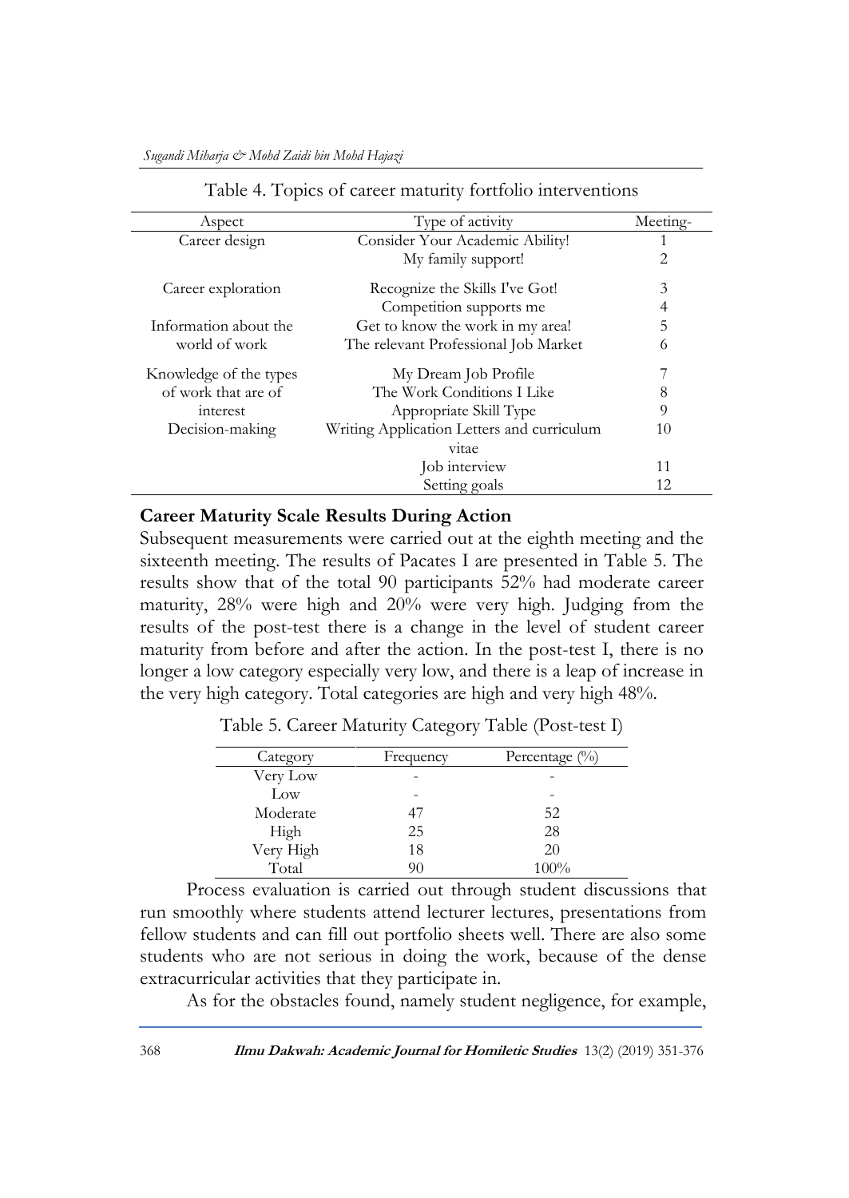Table 4. Topics of career maturity fortfolio interventions

| Aspect | Type of activity | Meeting- |
|---|---|---|
| Career design | Consider Your Academic Ability! | 1 |
| | My family support! | 2 |
| Career exploration | Recognize the Skills I've Got! | 3 |
| | Competition supports me | 4 |
| Information about the world of work | Get to know the work in my area! | 5 |
| | The relevant Professional Job Market | 6 |
| Knowledge of the types of work that are of interest | My Dream Job Profile | 7 |
| | The Work Conditions I Like | 8 |
| | Appropriate Skill Type | 9 |
| Decision-making | Writing Application Letters and curriculum vitae | 10 |
| | Job interview | 11 |
| | Setting goals | 12 |

**Career Maturity Scale Results During Action**

Subsequent measurements were carried out at the eighth meeting and the sixteenth meeting. The results of Pacates I are presented in Table 5. The results show that of the total 90 participants 52% had moderate career maturity, 28% were high and 20% were very high. Judging from the results of the post-test there is a change in the level of student career maturity from before and after the action. In the post-test I, there is no longer a low category especially very low, and there is a leap of increase in the very high category. Total categories are high and very high 48%.

Table 5. Career Maturity Category Table (Post-test I)

| Category | Frequency | Percentage (%) |
|---|---|---|
| Very Low | - | - |
| Low | - | - |
| Moderate | 47 | 52 |
| High | 25 | 28 |
| Very High | 18 | 20 |
| Total | 90 | 100% |

Process evaluation is carried out through student discussions that run smoothly where students attend lecturer lectures, presentations from fellow students and can fill out portfolio sheets well. There are also some students who are not serious in doing the work, because of the dense extracurricular activities that they participate in.

As for the obstacles found, namely student negligence, for example,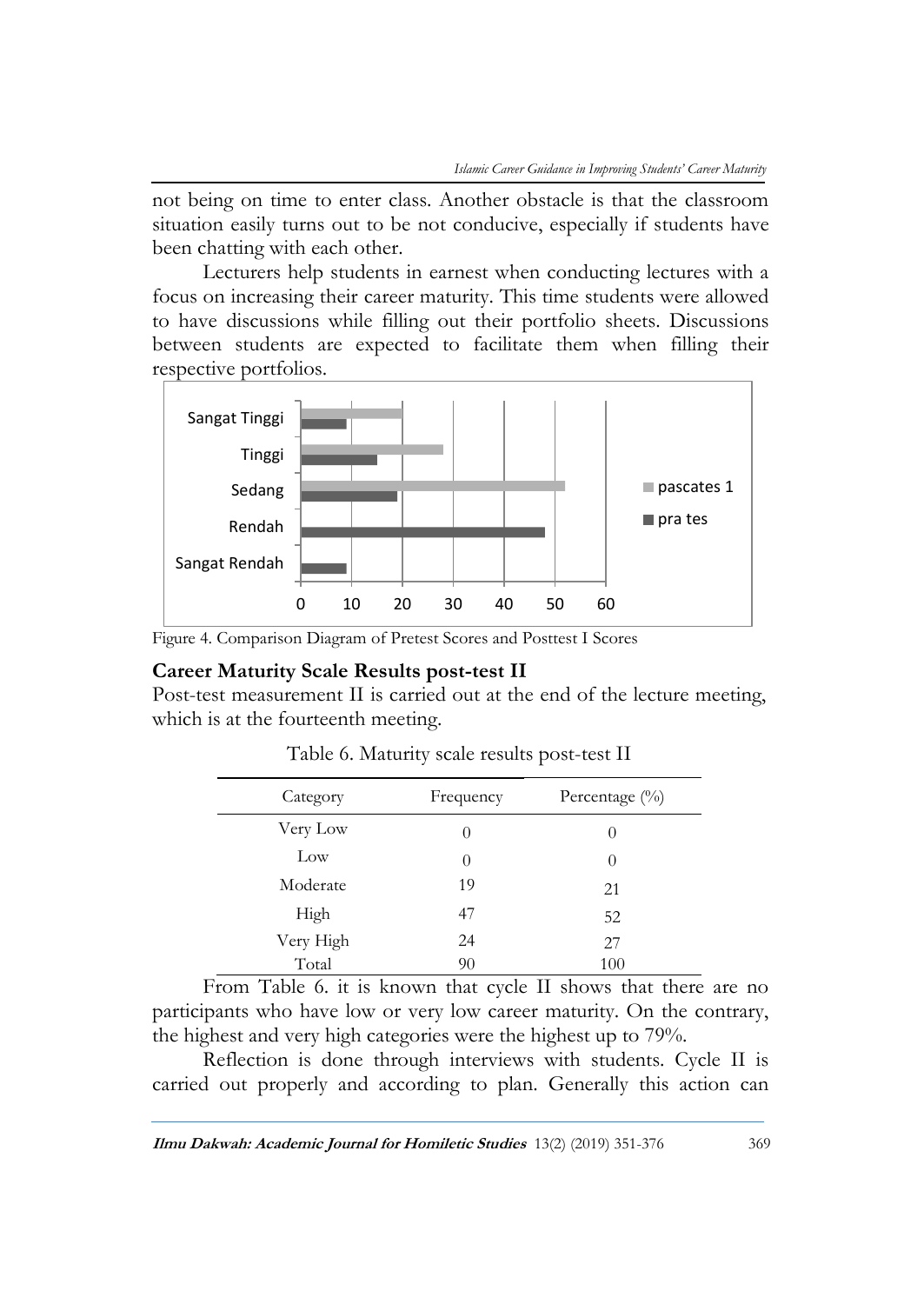not being on time to enter class. Another obstacle is that the classroom situation easily turns out to be not conducive, especially if students have been chatting with each other.

Lecturers help students in earnest when conducting lectures with a focus on increasing their career maturity. This time students were allowed to have discussions while filling out their portfolio sheets. Discussions between students are expected to facilitate them when filling their respective portfolios.

Figure 4. Comparison Diagram of Pretest Scores and Posttest I Scores

**Career Maturity Scale Results post-test II**

Post-test measurement II is carried out at the end of the lecture meeting, which is at the fourteenth meeting.

Table 6. Maturity scale results post-test II

| Category | Frequency | Percentage (%) |
|---|---|---|
| Very Low | 0 | 0 |
| Low | 0 | 0 |
| Moderate | 19 | 21 |
| High | 47 | 52 |
| Very High | 24 | 27 |
| Total | 90 | 100 |

From Table 6. it is known that cycle II shows that there are no participants who have low or very low career maturity. On the contrary, the highest and very high categories were the highest up to 79%.

Reflection is done through interviews with students. Cycle II is carried out properly and according to plan. Generally this action can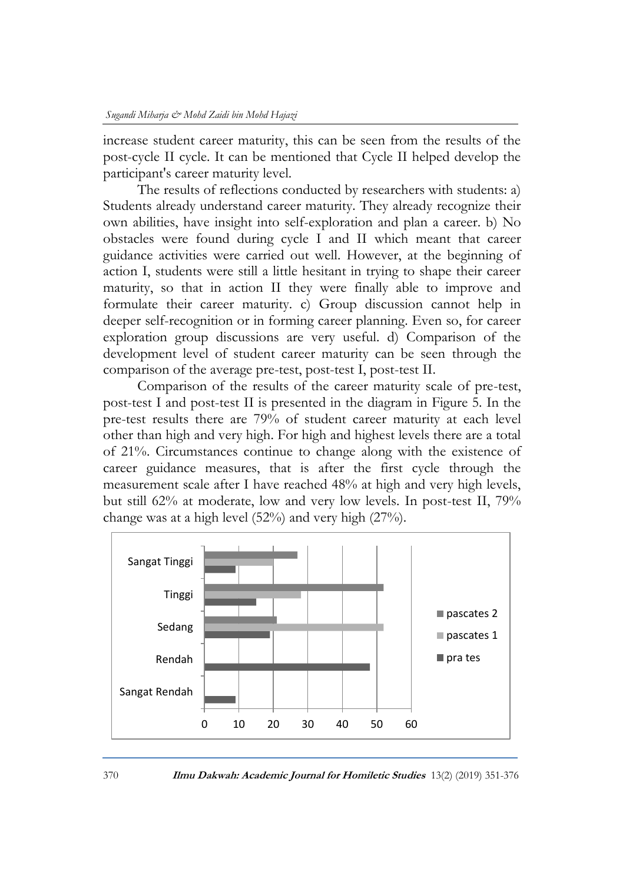increase student career maturity, this can be seen from the results of the post-cycle II cycle. It can be mentioned that Cycle II helped develop the participant's career maturity level.

The results of reflections conducted by researchers with students: a) Students already understand career maturity. They already recognize their own abilities, have insight into self-exploration and plan a career. b) No obstacles were found during cycle I and II which meant that career guidance activities were carried out well. However, at the beginning of action I, students were still a little hesitant in trying to shape their career maturity, so that in action II they were finally able to improve and formulate their career maturity. c) Group discussion cannot help in deeper self-recognition or in forming career planning. Even so, for career exploration group discussions are very useful. d) Comparison of the development level of student career maturity can be seen through the comparison of the average pre-test, post-test I, post-test II.

Comparison of the results of the career maturity scale of pre-test, post-test I and post-test II is presented in the diagram in Figure 5. In the pre-test results there are 79% of student career maturity at each level other than high and very high. For high and highest levels there are a total of 21%. Circumstances continue to change along with the existence of career guidance measures, that is after the first cycle through the measurement scale after I have reached 48% at high and very high levels, but still 62% at moderate, low and very low levels. In post-test II, 79% change was at a high level (52%) and very high (27%).

| | pra tes | pascates 1 | pascates 2 |
|---|---|---|---|
| Sangat Tinggi | 9 | 20 | 27 |
| Tinggi | 15 | 28 | 52 |
| Sedang | 19 | 52 | 21 |
| Rendah | 48 | | |
| Sangat Rendah | 9 | | |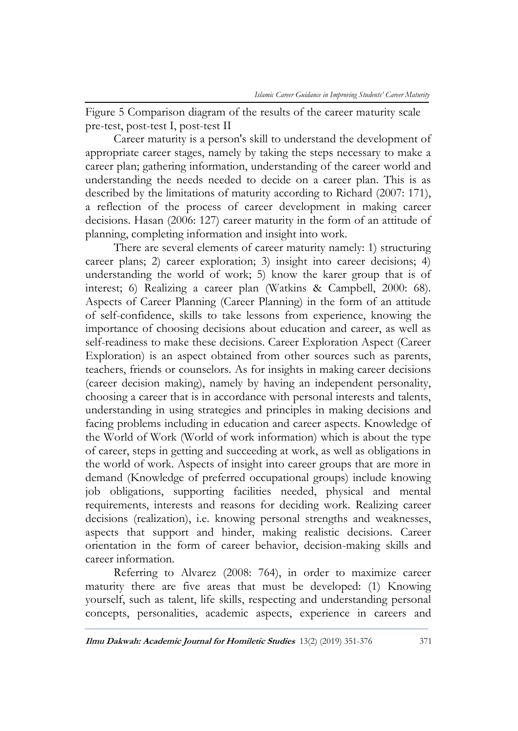Figure 5 Comparison diagram of the results of the career maturity scale pre-test, post-test I, post-test II

Career maturity is a person's skill to understand the development of appropriate career stages, namely by taking the steps necessary to make a career plan; gathering information, understanding of the career world and understanding the needs needed to decide on a career plan. This is as described by the limitations of maturity according to Richard (2007: 171), a reflection of the process of career development in making career decisions. Hasan (2006: 127) career maturity in the form of an attitude of planning, completing information and insight into work.

There are several elements of career maturity namely: 1) structuring career plans; 2) career exploration; 3) insight into career decisions; 4) understanding the world of work; 5) know the karer group that is of interest; 6) Realizing a career plan (Watkins & Campbell, 2000: 68). Aspects of Career Planning (Career Planning) in the form of an attitude of self-confidence, skills to take lessons from experience, knowing the importance of choosing decisions about education and career, as well as self-readiness to make these decisions. Career Exploration Aspect (Career Exploration) is an aspect obtained from other sources such as parents, teachers, friends or counselors. As for insights in making career decisions (career decision making), namely by having an independent personality, choosing a career that is in accordance with personal interests and talents, understanding in using strategies and principles in making decisions and facing problems including in education and career aspects. Knowledge of the World of Work (World of work information) which is about the type of career, steps in getting and succeeding at work, as well as obligations in the world of work. Aspects of insight into career groups that are more in demand (Knowledge of preferred occupational groups) include knowing job obligations, supporting facilities needed, physical and mental requirements, interests and reasons for deciding work. Realizing career decisions (realization), i.e. knowing personal strengths and weaknesses, aspects that support and hinder, making realistic decisions. Career orientation in the form of career behavior, decision-making skills and career information.

Referring to Alvarez (2008: 764), in order to maximize career maturity there are five areas that must be developed: (1) Knowing yourself, such as talent, life skills, respecting and understanding personal concepts, personalities, academic aspects, experience in careers and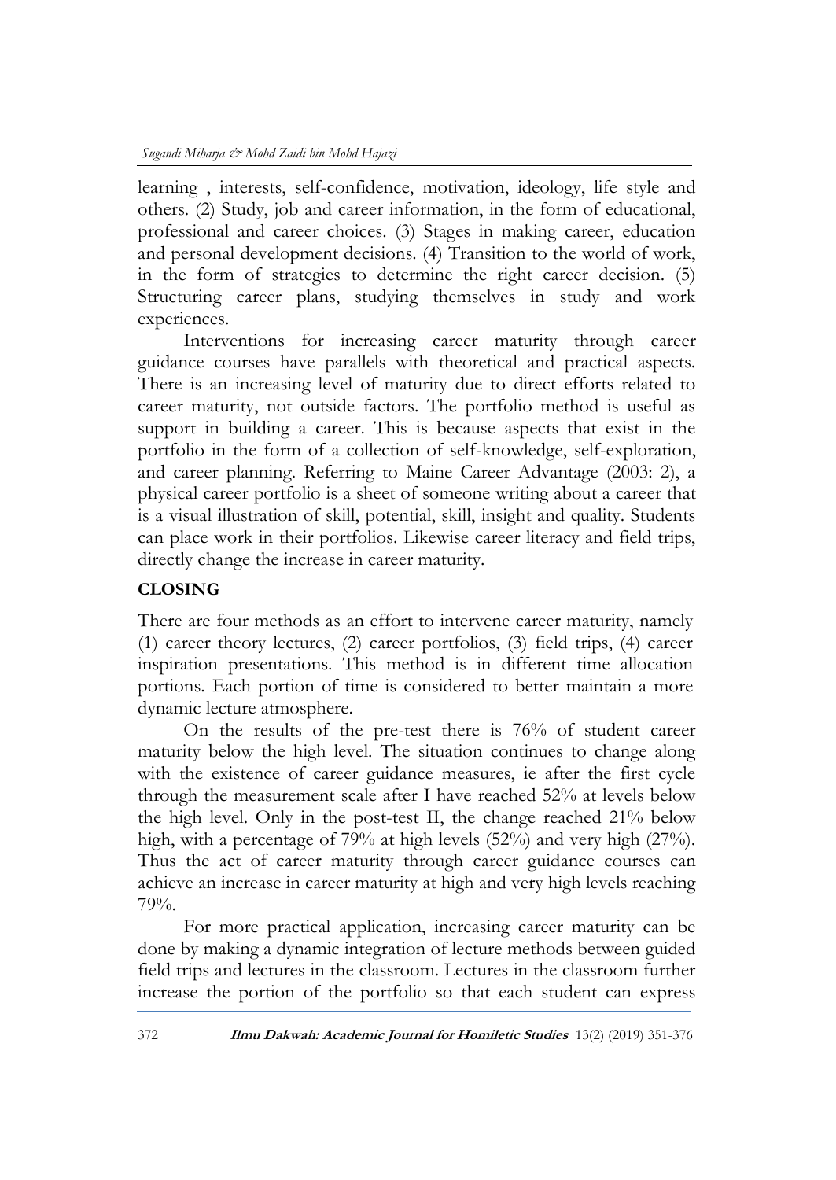learning , interests, self-confidence, motivation, ideology, life style and others. (2) Study, job and career information, in the form of educational, professional and career choices. (3) Stages in making career, education and personal development decisions. (4) Transition to the world of work, in the form of strategies to determine the right career decision. (5) Structuring career plans, studying themselves in study and work experiences.

Interventions for increasing career maturity through career guidance courses have parallels with theoretical and practical aspects. There is an increasing level of maturity due to direct efforts related to career maturity, not outside factors. The portfolio method is useful as support in building a career. This is because aspects that exist in the portfolio in the form of a collection of self-knowledge, self-exploration, and career planning. Referring to Maine Career Advantage (2003: 2), a physical career portfolio is a sheet of someone writing about a career that is a visual illustration of skill, potential, skill, insight and quality. Students can place work in their portfolios. Likewise career literacy and field trips, directly change the increase in career maturity.

## CLOSING

There are four methods as an effort to intervene career maturity, namely (1) career theory lectures, (2) career portfolios, (3) field trips, (4) career inspiration presentations. This method is in different time allocation portions. Each portion of time is considered to better maintain a more dynamic lecture atmosphere.

On the results of the pre-test there is 76% of student career maturity below the high level. The situation continues to change along with the existence of career guidance measures, ie after the first cycle through the measurement scale after I have reached 52% at levels below the high level. Only in the post-test II, the change reached 21% below high, with a percentage of 79% at high levels (52%) and very high (27%). Thus the act of career maturity through career guidance courses can achieve an increase in career maturity at high and very high levels reaching 79%.

For more practical application, increasing career maturity can be done by making a dynamic integration of lecture methods between guided field trips and lectures in the classroom. Lectures in the classroom further increase the portion of the portfolio so that each student can express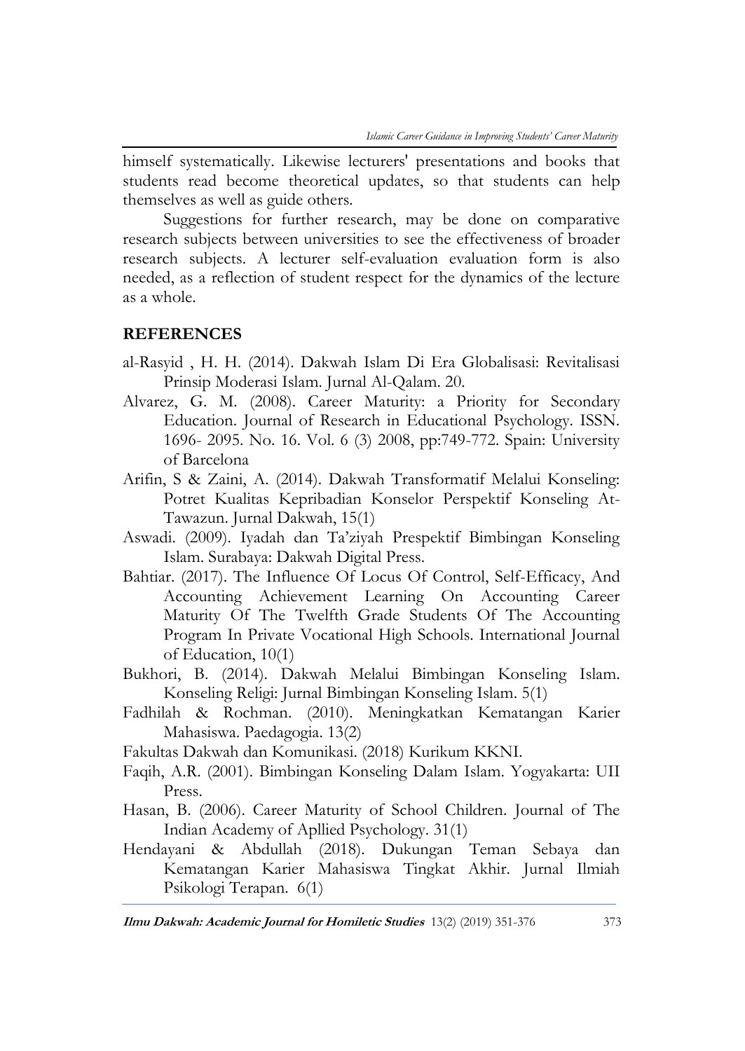himself systematically. Likewise lecturers' presentations and books that students read become theoretical updates, so that students can help themselves as well as guide others.

Suggestions for further research, may be done on comparative research subjects between universities to see the effectiveness of broader research subjects. A lecturer self-evaluation evaluation form is also needed, as a reflection of student respect for the dynamics of the lecture as a whole.

## REFERENCES

al-Rasyid , H. H. (2014). Dakwah Islam Di Era Globalisasi: Revitalisasi Prinsip Moderasi Islam. Jurnal Al-Qalam. 20.

Alvarez, G. M. (2008). Career Maturity: a Priority for Secondary Education. Journal of Research in Educational Psychology. ISSN. 1696- 2095. No. 16. Vol. 6 (3) 2008, pp:749-772. Spain: University of Barcelona

Arifin, S & Zaini, A. (2014). Dakwah Transformatif Melalui Konseling: Potret Kualitas Kepribadian Konselor Perspektif Konseling At-Tawazun. Jurnal Dakwah, 15(1)

Aswadi. (2009). Iyadah dan Ta'ziyah Prespektif Bimbingan Konseling Islam. Surabaya: Dakwah Digital Press.

Bahtiar. (2017). The Influence Of Locus Of Control, Self-Efficacy, And Accounting Achievement Learning On Accounting Career Maturity Of The Twelfth Grade Students Of The Accounting Program In Private Vocational High Schools. International Journal of Education, 10(1)

Bukhori, B. (2014). Dakwah Melalui Bimbingan Konseling Islam. Konseling Religi: Jurnal Bimbingan Konseling Islam. 5(1)

Fadhilah & Rochman. (2010). Meningkatkan Kematangan Karier Mahasiswa. Paedagogia. 13(2)

Fakultas Dakwah dan Komunikasi. (2018) Kurikum KKNI.

Faqih, A.R. (2001). Bimbingan Konseling Dalam Islam. Yogyakarta: UII Press.

Hasan, B. (2006). Career Maturity of School Children. Journal of The Indian Academy of Apllied Psychology. 31(1)

Hendayani & Abdullah (2018). Dukungan Teman Sebaya dan Kematangan Karier Mahasiswa Tingkat Akhir. Jurnal Ilmiah Psikologi Terapan. 6(1)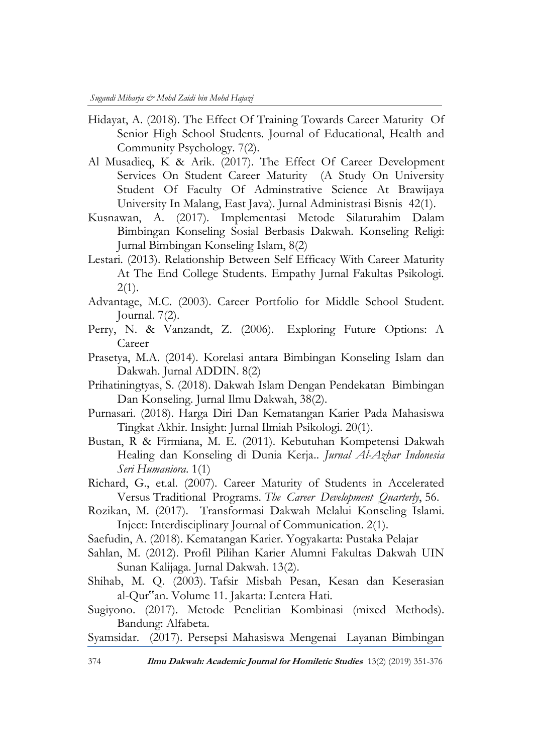Hidayat, A. (2018). The Effect Of Training Towards Career Maturity Of Senior High School Students. Journal of Educational, Health and Community Psychology. 7(2).

Al Musadieq, K & Arik. (2017). The Effect Of Career Development Services On Student Career Maturity (A Study On University Student Of Faculty Of Adminstrative Science At Brawijaya University In Malang, East Java). Jurnal Administrasi Bisnis 42(1).

Kusnawan, A. (2017). Implementasi Metode Silaturahim Dalam Bimbingan Konseling Sosial Berbasis Dakwah. Konseling Religi: Jurnal Bimbingan Konseling Islam, 8(2)

Lestari. (2013). Relationship Between Self Efficacy With Career Maturity At The End College Students. Empathy Jurnal Fakultas Psikologi. 2(1).

Advantage, M.C. (2003). Career Portfolio for Middle School Student. Journal. 7(2).

Perry, N. & Vanzandt, Z. (2006). Exploring Future Options: A Career

Prasetya, M.A. (2014). Korelasi antara Bimbingan Konseling Islam dan Dakwah. Jurnal ADDIN. 8(2)

Prihatiningtyas, S. (2018). Dakwah Islam Dengan Pendekatan Bimbingan Dan Konseling. Jurnal Ilmu Dakwah, 38(2).

Purnasari. (2018). Harga Diri Dan Kematangan Karier Pada Mahasiswa Tingkat Akhir. Insight: Jurnal Ilmiah Psikologi. 20(1).

Bustan, R & Firmiana, M. E. (2011). Kebutuhan Kompetensi Dakwah Healing dan Konseling di Dunia Kerja.. *Jurnal Al-Azhar Indonesia Seri Humaniora*. 1(1)

Richard, G., et.al. (2007). Career Maturity of Students in Accelerated Versus Traditional Programs. *The Career Development Quarterly*, 56.

Rozikan, M. (2017). Transformasi Dakwah Melalui Konseling Islami. Inject: Interdisciplinary Journal of Communication. 2(1).

Saefudin, A. (2018). Kematangan Karier. Yogyakarta: Pustaka Pelajar

Sahlan, M. (2012). Profil Pilihan Karier Alumni Fakultas Dakwah UIN Sunan Kalijaga. Jurnal Dakwah. 13(2).

Shihab, M. Q. (2003). Tafsir Misbah Pesan, Kesan dan Keserasian al-Qur‟an. Volume 11. Jakarta: Lentera Hati.

Sugiyono. (2017). Metode Penelitian Kombinasi (mixed Methods). Bandung: Alfabeta.

Syamsidar. (2017). Persepsi Mahasiswa Mengenai Layanan Bimbingan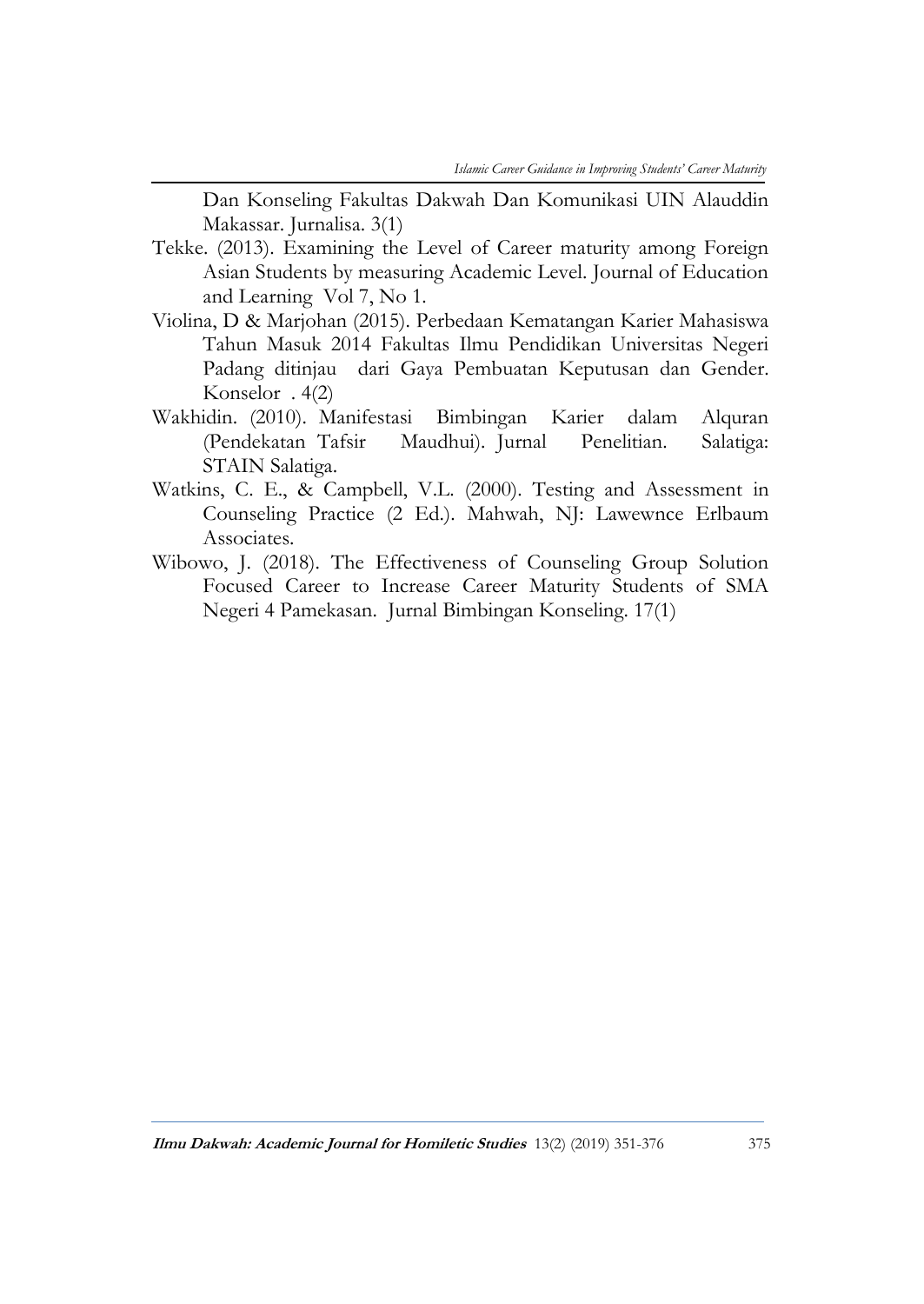Dan Konseling Fakultas Dakwah Dan Komunikasi UIN Alauddin Makassar. Jurnalisa. 3(1)

Tekke. (2013). Examining the Level of Career maturity among Foreign Asian Students by measuring Academic Level. Journal of Education and Learning Vol 7, No 1.

Violina, D & Marjohan (2015). Perbedaan Kematangan Karier Mahasiswa Tahun Masuk 2014 Fakultas Ilmu Pendidikan Universitas Negeri Padang ditinjau dari Gaya Pembuatan Keputusan dan Gender. Konselor . 4(2)

Wakhidin. (2010). Manifestasi Bimbingan Karier dalam Alquran (Pendekatan Tafsir Maudhui). Jurnal Penelitian. Salatiga: STAIN Salatiga.

Watkins, C. E., & Campbell, V.L. (2000). Testing and Assessment in Counseling Practice (2 Ed.). Mahwah, NJ: Lawewnce Erlbaum Associates.

Wibowo, J. (2018). The Effectiveness of Counseling Group Solution Focused Career to Increase Career Maturity Students of SMA Negeri 4 Pamekasan. Jurnal Bimbingan Konseling. 17(1)